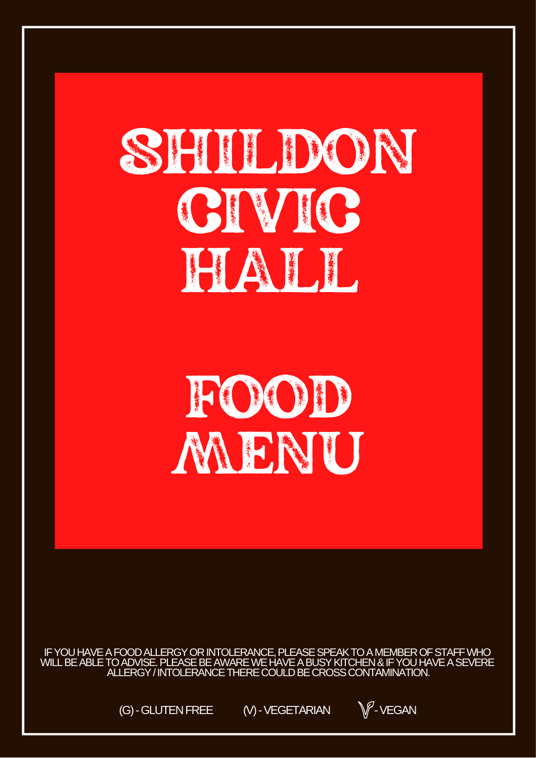# SHILDON CIVIC HALL

# FOOD MENU

IF YOU HAVE A FOOD ALLERGY OR INTOLERANCE, PLEASE SPEAK TO A MEMBER OF STAFF WHO WILL BE ABLE TO ADVISE. PLEASE BE AWARE WE HAVE A BUSY KITCHEN & IF YOU HAVE A SEVERE ALLERGY / INTOLERANCE THERE COULD BE CROSS CONTAMINATION.

(G) - GLUTEN FREE (V) - VEGETARIAN 🌱 - VEGAN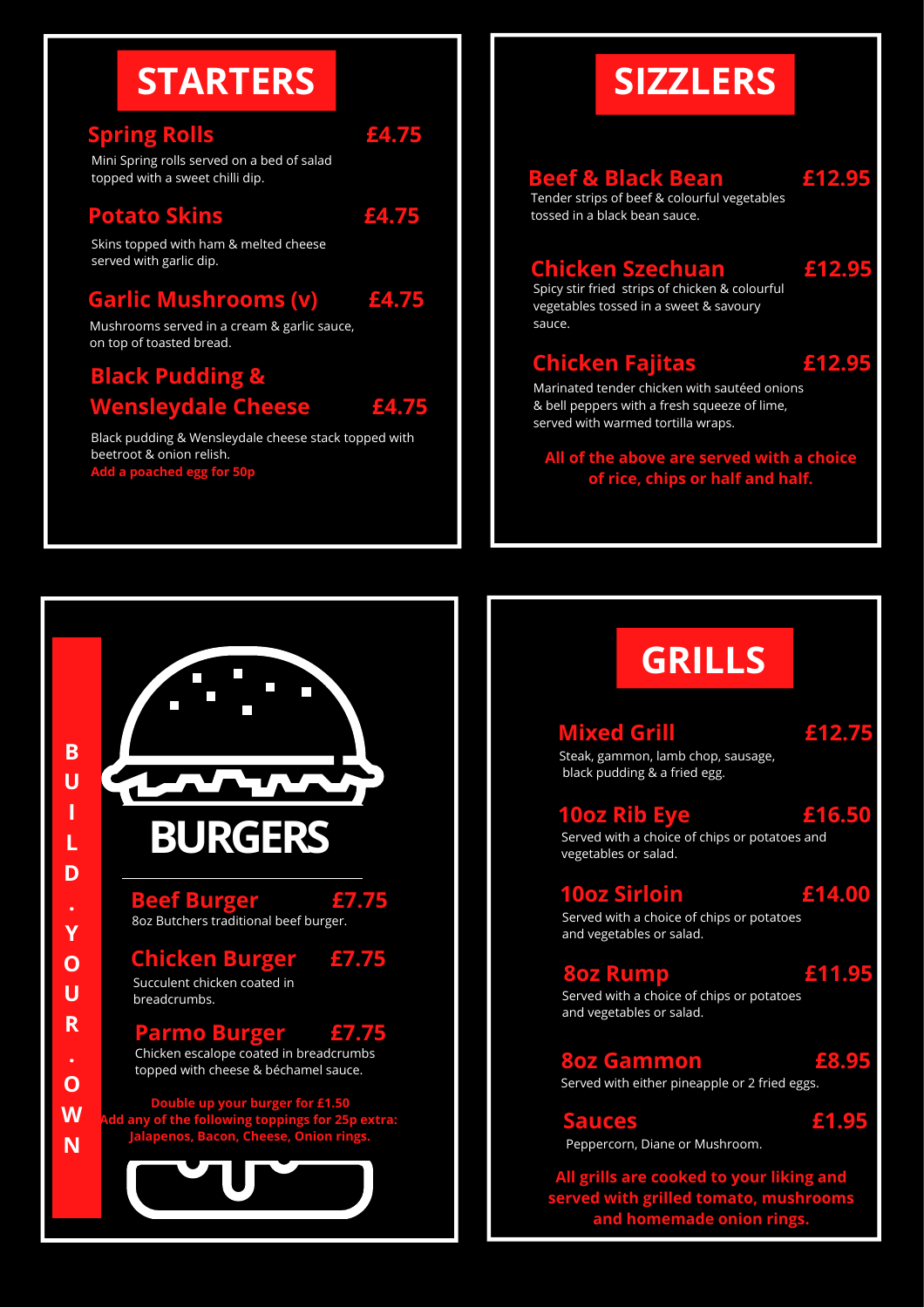# STARTERS

### Spring Rolls £4.75

Mini Spring rolls served on a bed of salad topped with a sweet chilli dip.

### Potato Skins £4.75

Skins topped with ham & melted cheese served with garlic dip.

### Garlic Mushrooms (v) £4.75

Mushrooms served in a cream & garlic sauce, on top of toasted bread.

### Black Pudding & Wensleydale Cheese £4.75

Black pudding & Wensleydale cheese stack topped with beetroot & onion relish.
**Add a poached egg for 50p**

# SIZZLERS

### Beef & Black Bean £12.95

Tender strips of beef & colourful vegetables tossed in a black bean sauce.

### Chicken Szechuan £12.95

Spicy stir fried strips of chicken & colourful vegetables tossed in a sweet & savoury sauce.

### Chicken Fajitas £12.95

Marinated tender chicken with sautéed onions & bell peppers with a fresh squeeze of lime, served with warmed tortilla wraps.

**All of the above are served with a choice of rice, chips or half and half.**

# BURGERS

BUILD . YOUR . OWN

### Beef Burger £7.75

8oz Butchers traditional beef burger.

### Chicken Burger £7.75

Succulent chicken coated in breadcrumbs.

### Parmo Burger £7.75

Chicken escalope coated in breadcrumbs topped with cheese & béchamel sauce.

**Double up your burger for £1.50**
**Add any of the following toppings for 25p extra: Jalapenos, Bacon, Cheese, Onion rings.**

# GRILLS

### Mixed Grill £12.75

Steak, gammon, lamb chop, sausage, black pudding & a fried egg.

### 10oz Rib Eye £16.50

Served with a choice of chips or potatoes and vegetables or salad.

### 10oz Sirloin £14.00

Served with a choice of chips or potatoes and vegetables or salad.

### 8oz Rump £11.95

Served with a choice of chips or potatoes and vegetables or salad.

### 8oz Gammon £8.95

Served with either pineapple or 2 fried eggs.

### Sauces £1.95

Peppercorn, Diane or Mushroom.

**All grills are cooked to your liking and served with grilled tomato, mushrooms and homemade onion rings.**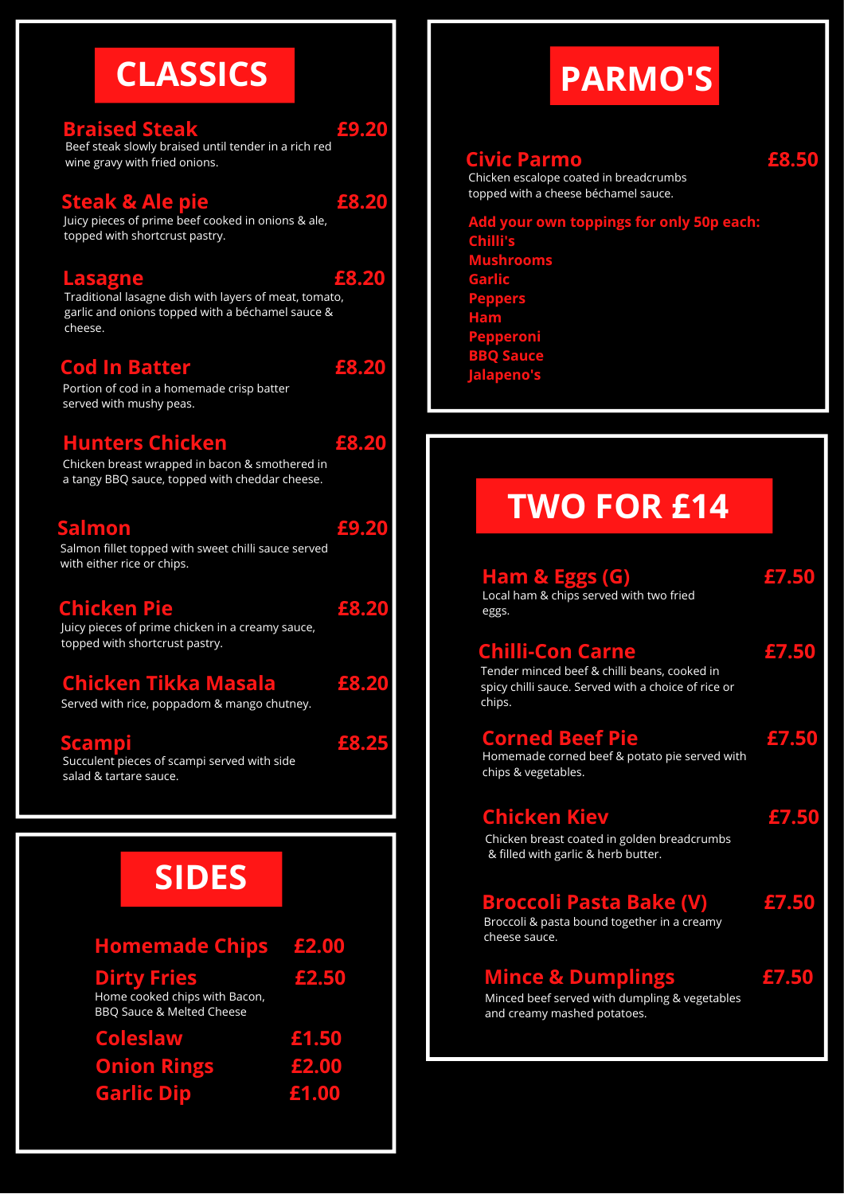# CLASSICS

### Braised Steak — £9.20
Beef steak slowly braised until tender in a rich red wine gravy with fried onions.

### Steak & Ale pie — £8.20
Juicy pieces of prime beef cooked in onions & ale, topped with shortcrust pastry.

### Lasagne — £8.20
Traditional lasagne dish with layers of meat, tomato, garlic and onions topped with a béchamel sauce & cheese.

### Cod In Batter — £8.20
Portion of cod in a homemade crisp batter served with mushy peas.

### Hunters Chicken — £8.20
Chicken breast wrapped in bacon & smothered in a tangy BBQ sauce, topped with cheddar cheese.

### Salmon — £9.20
Salmon fillet topped with sweet chilli sauce served with either rice or chips.

### Chicken Pie — £8.20
Juicy pieces of prime chicken in a creamy sauce, topped with shortcrust pastry.

### Chicken Tikka Masala — £8.20
Served with rice, poppadom & mango chutney.

### Scampi — £8.25
Succulent pieces of scampi served with side salad & tartare sauce.

# SIDES

**Homemade Chips — £2.00**

**Dirty Fries — £2.50**
Home cooked chips with Bacon, BBQ Sauce & Melted Cheese

**Coleslaw — £1.50**

**Onion Rings — £2.00**

**Garlic Dip — £1.00**

# PARMO'S

### Civic Parmo — £8.50
Chicken escalope coated in breadcrumbs topped with a cheese béchamel sauce.

**Add your own toppings for only 50p each:**

- Chilli's
- Mushrooms
- Garlic
- Peppers
- Ham
- Pepperoni
- BBQ Sauce
- Jalapeno's

# TWO FOR £14

### Ham & Eggs (G) — £7.50
Local ham & chips served with two fried eggs.

### Chilli-Con Carne — £7.50
Tender minced beef & chilli beans, cooked in spicy chilli sauce. Served with a choice of rice or chips.

### Corned Beef Pie — £7.50
Homemade corned beef & potato pie served with chips & vegetables.

### Chicken Kiev — £7.50
Chicken breast coated in golden breadcrumbs & filled with garlic & herb butter.

### Broccoli Pasta Bake (V) — £7.50
Broccoli & pasta bound together in a creamy cheese sauce.

### Mince & Dumplings — £7.50
Minced beef served with dumpling & vegetables and creamy mashed potatoes.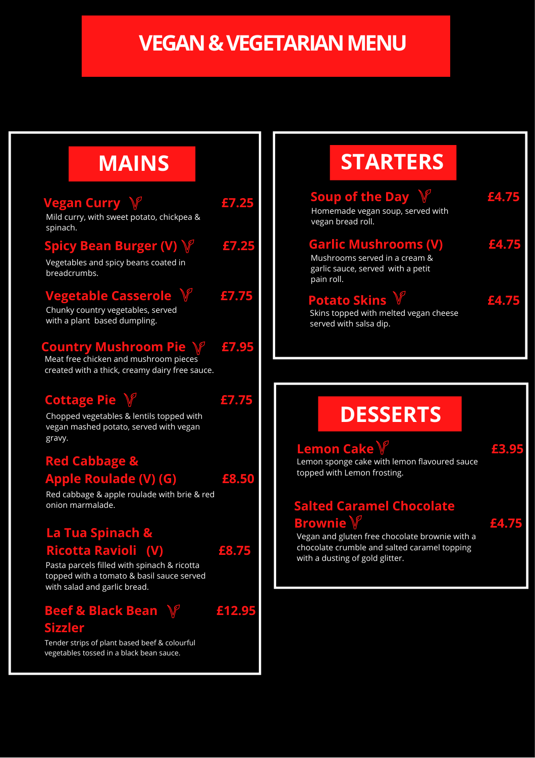# VEGAN & VEGETARIAN MENU

## MAINS

**Vegan Curry** — **£7.25**
Mild curry, with sweet potato, chickpea & spinach.

**Spicy Bean Burger (V)** — **£7.25**
Vegetables and spicy beans coated in breadcrumbs.

**Vegetable Casserole** — **£7.75**
Chunky country vegetables, served with a plant based dumpling.

**Country Mushroom Pie** — **£7.95**
Meat free chicken and mushroom pieces created with a thick, creamy dairy free sauce.

**Cottage Pie** — **£7.75**
Chopped vegetables & lentils topped with vegan mashed potato, served with vegan gravy.

**Red Cabbage & Apple Roulade (V) (G)** — **£8.50**
Red cabbage & apple roulade with brie & red onion marmalade.

**La Tua Spinach & Ricotta Ravioli (V)** — **£8.75**
Pasta parcels filled with spinach & ricotta topped with a tomato & basil sauce served with salad and garlic bread.

**Beef & Black Bean Sizzler** — **£12.95**
Tender strips of plant based beef & colourful vegetables tossed in a black bean sauce.

## STARTERS

**Soup of the Day** — **£4.75**
Homemade vegan soup, served with vegan bread roll.

**Garlic Mushrooms (V)** — **£4.75**
Mushrooms served in a cream & garlic sauce, served with a petit pain roll.

**Potato Skins** — **£4.75**
Skins topped with melted vegan cheese served with salsa dip.

## DESSERTS

**Lemon Cake** — **£3.95**
Lemon sponge cake with lemon flavoured sauce topped with Lemon frosting.

**Salted Caramel Chocolate Brownie** — **£4.75**
Vegan and gluten free chocolate brownie with a chocolate crumble and salted caramel topping with a dusting of gold glitter.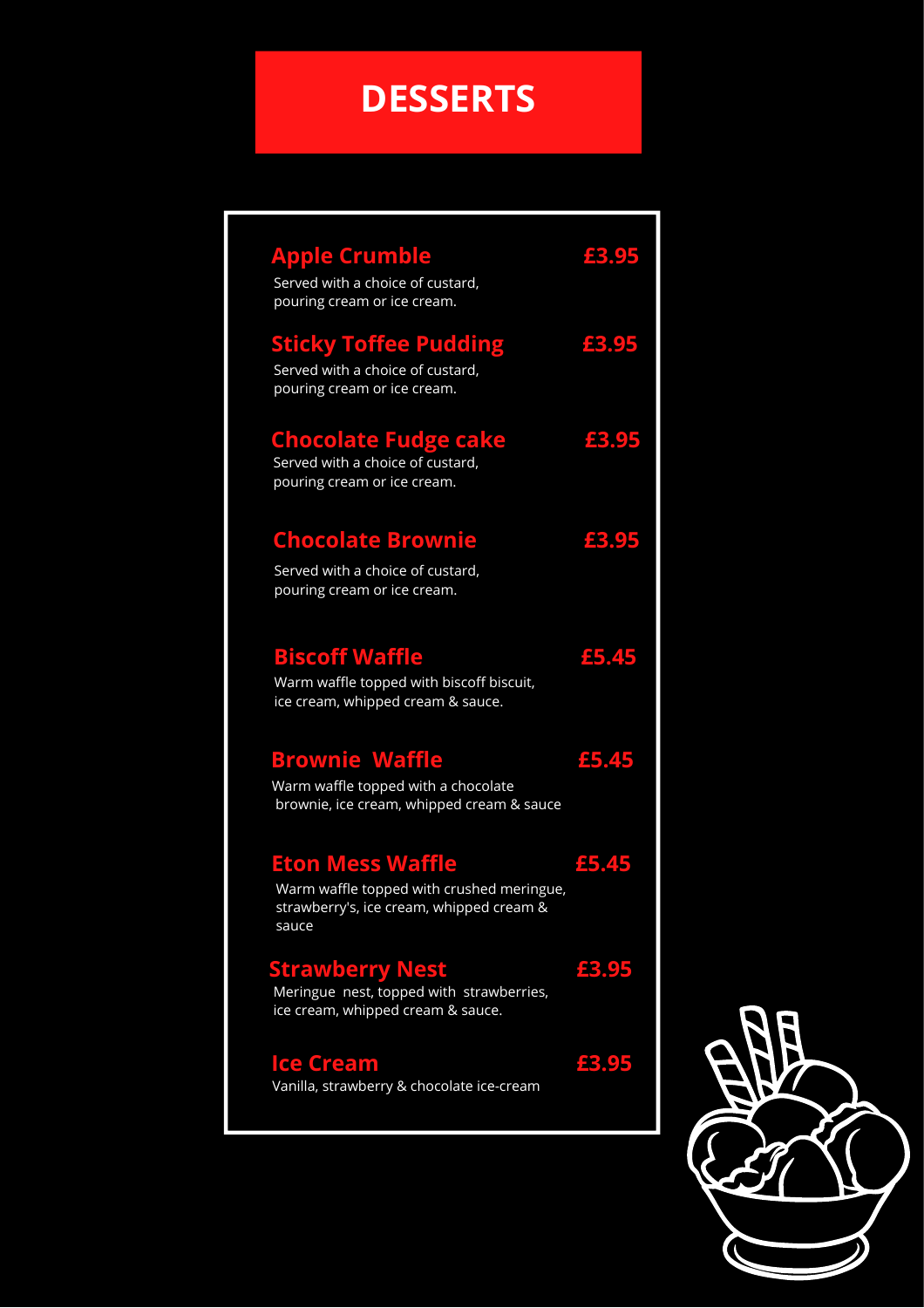# DESSERTS

### Apple Crumble — £3.95

Served with a choice of custard, pouring cream or ice cream.

### Sticky Toffee Pudding — £3.95

Served with a choice of custard, pouring cream or ice cream.

### Chocolate Fudge cake — £3.95

Served with a choice of custard, pouring cream or ice cream.

### Chocolate Brownie — £3.95

Served with a choice of custard, pouring cream or ice cream.

### Biscoff Waffle — £5.45

Warm waffle topped with biscoff biscuit, ice cream, whipped cream & sauce.

### Brownie Waffle — £5.45

Warm waffle topped with a chocolate brownie, ice cream, whipped cream & sauce

### Eton Mess Waffle — £5.45

Warm waffle topped with crushed meringue, strawberry's, ice cream, whipped cream & sauce

### Strawberry Nest — £3.95

Meringue nest, topped with strawberries, ice cream, whipped cream & sauce.

### Ice Cream — £3.95

Vanilla, strawberry & chocolate ice-cream